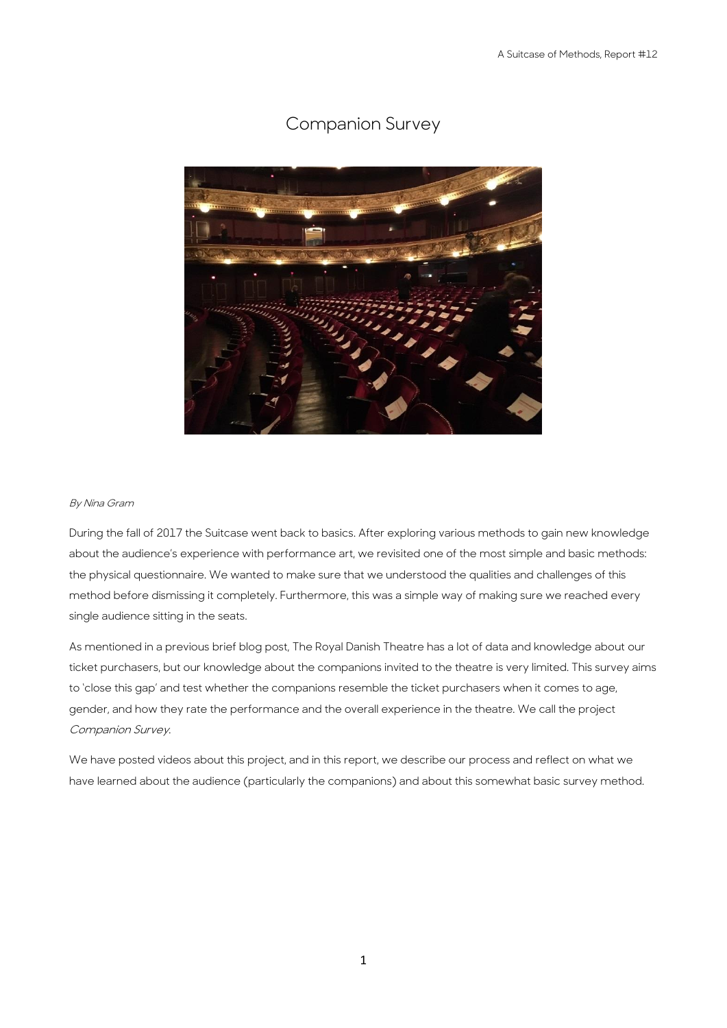# Companion Survey

*By Nina Gram*

During the fall of 2017 the Suitcase went back to basics. After exploring various methods to gain new knowledge about the audience's experience with performance art, we revisited one of the most simple and basic methods: the physical questionnaire. We wanted to make sure that we understood the qualities and challenges of this method before dismissing it completely. Furthermore, this was a simple way of making sure we reached every single audience sitting in the seats.

As mentioned in a previous brief blog post, The Royal Danish Theatre has a lot of data and knowledge about our ticket purchasers, but our knowledge about the companions invited to the theatre is very limited. This survey aims to 'close this gap' and test whether the companions resemble the ticket purchasers when it comes to age, gender, and how they rate the performance and the overall experience in the theatre. We call the project *Companion Survey*.

We have posted videos about this project, and in this report, we describe our process and reflect on what we have learned about the audience (particularly the companions) and about this somewhat basic survey method.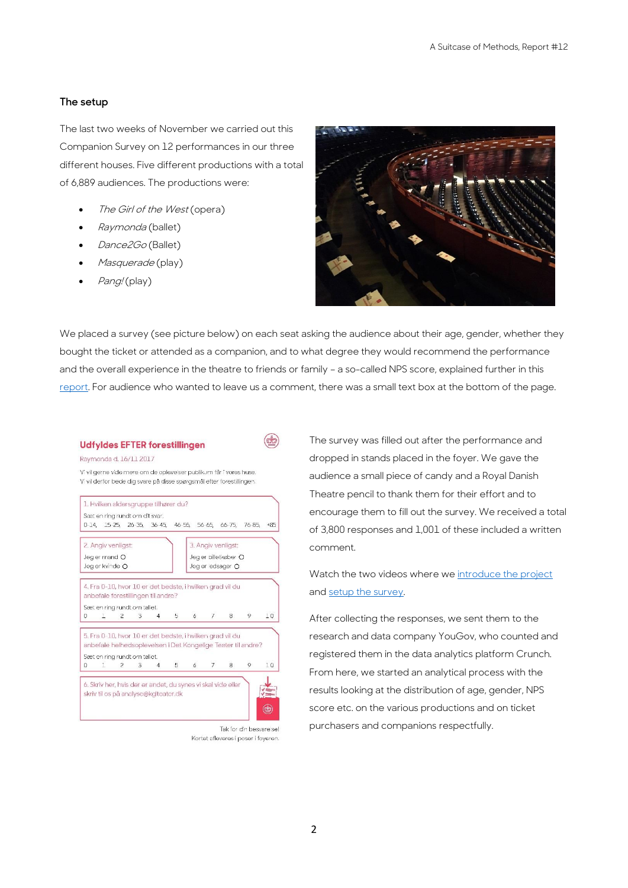## The setup

The last two weeks of November we carried out this Companion Survey on 12 performances in our three different houses. Five different productions with a total of 6,889 audiences. The productions were:

- *The Girl of the West* (opera)
- *Raymonda* (ballet)
- *Dance2Go* (Ballet)
- *Masquerade* (play)
- *Pang!* (play)

We placed a survey (see picture below) on each seat asking the audience about their age, gender, whether they bought the ticket or attended as a companion, and to what degree they would recommend the performance and the overall experience in the theatre to friends or family – a so-called NPS score, explained further in this report. For audience who wanted to leave us a comment, there was a small text box at the bottom of the page.

**Udfyldes EFTER forestillingen**

Raymonda d. 16/11 2017

Vi vil gerne vide mere om de oplevelser publikum får i vores huse.
Vi vil derfor bede dig svare på disse spørgsmål efter forestillingen.

1. Hvilken aldersgruppe tilhører du?
Sæt en ring rundt om dit svar.
0-14, 15-25, 26-35, 36-45, 46-55, 56-65, 66-75, 76-85, +85

2. Angiv venligst:
Jeg er mand ○
Jeg er kvinde ○

3. Angiv venligst:
Jeg er billetkøber ○
Jeg er ledsager ○

4. Fra 0-10, hvor 10 er det bedste, i hvilken grad vil du anbefale forestillingen til andre?
Sæt en ring rundt om tallet.
0 1 2 3 4 5 6 7 8 9 10

5. Fra 0-10, hvor 10 er det bedste, i hvilken grad vil du anbefale helhedsoplevelsen i Det Kongelige Teater til andre?
Sæt en ring rundt om tallet.
0 1 2 3 4 5 6 7 8 9 10

6. Skriv her, hvis der er andet, du synes vi skal vide eller skriv til os på analyse@kglteater.dk

Tak for din besvarelse!
Kortet afleveres i poser i foyeren.

The survey was filled out after the performance and dropped in stands placed in the foyer. We gave the audience a small piece of candy and a Royal Danish Theatre pencil to thank them for their effort and to encourage them to fill out the survey. We received a total of 3,800 responses and 1,001 of these included a written comment.

Watch the two videos where we introduce the project and setup the survey.

After collecting the responses, we sent them to the research and data company YouGov, who counted and registered them in the data analytics platform Crunch. From here, we started an analytical process with the results looking at the distribution of age, gender, NPS score etc. on the various productions and on ticket purchasers and companions respectfully.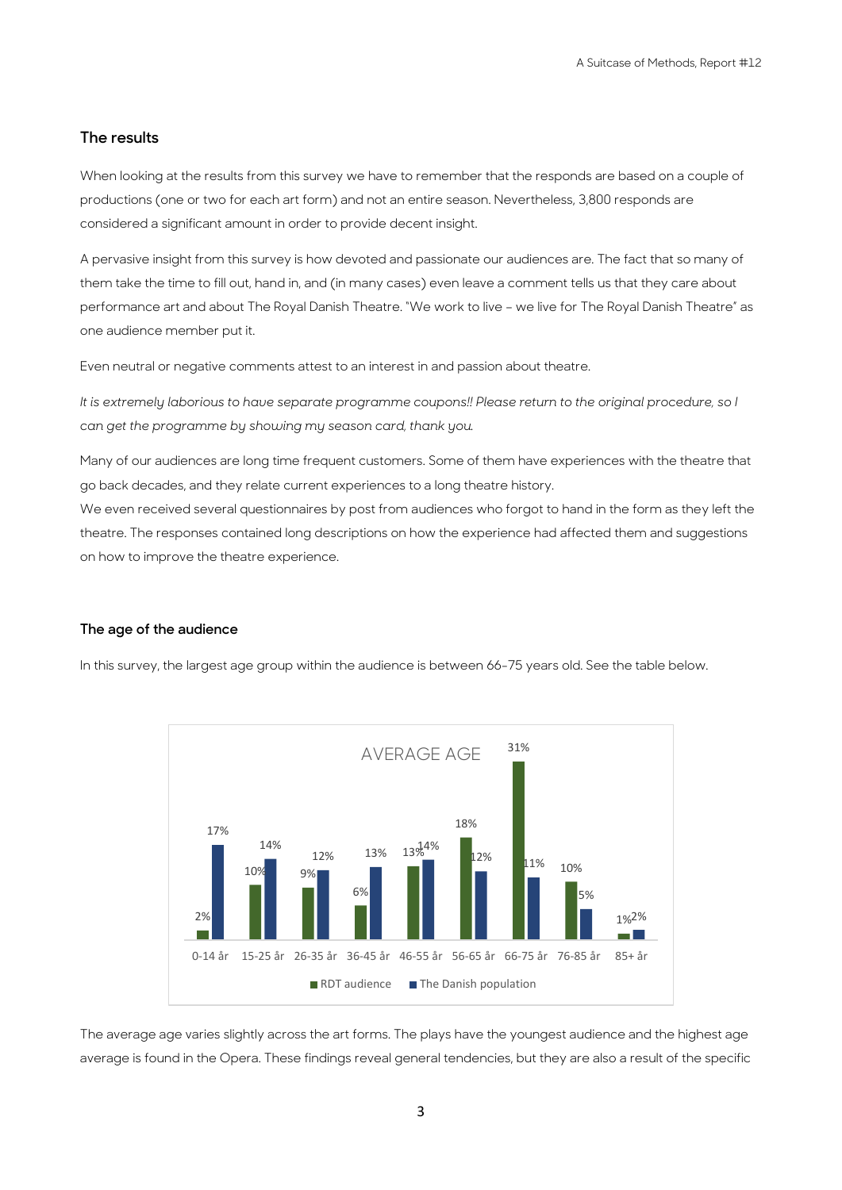### The results

When looking at the results from this survey we have to remember that the responds are based on a couple of productions (one or two for each art form) and not an entire season. Nevertheless, 3,800 responds are considered a significant amount in order to provide decent insight.

A pervasive insight from this survey is how devoted and passionate our audiences are. The fact that so many of them take the time to fill out, hand in, and (in many cases) even leave a comment tells us that they care about performance art and about The Royal Danish Theatre. "We work to live – we live for The Royal Danish Theatre" as one audience member put it.

Even neutral or negative comments attest to an interest in and passion about theatre.

*It is extremely laborious to have separate programme coupons!! Please return to the original procedure, so I can get the programme by showing my season card, thank you.*

Many of our audiences are long time frequent customers. Some of them have experiences with the theatre that go back decades, and they relate current experiences to a long theatre history.
We even received several questionnaires by post from audiences who forgot to hand in the form as they left the theatre. The responses contained long descriptions on how the experience had affected them and suggestions on how to improve the theatre experience.

#### The age of the audience

In this survey, the largest age group within the audience is between 66-75 years old. See the table below.

AVERAGE AGE

| | 0-14 år | 15-25 år | 26-35 år | 36-45 år | 46-55 år | 56-65 år | 66-75 år | 76-85 år | 85+ år |
|---|---|---|---|---|---|---|---|---|---|
| RDT audience | 2% | 10% | 9% | 6% | 13% | 18% | 31% | 10% | 1% |
| The Danish population | 17% | 14% | 12% | 13% | 14% | 12% | 11% | 5% | 2% |

The average age varies slightly across the art forms. The plays have the youngest audience and the highest age average is found in the Opera. These findings reveal general tendencies, but they are also a result of the specific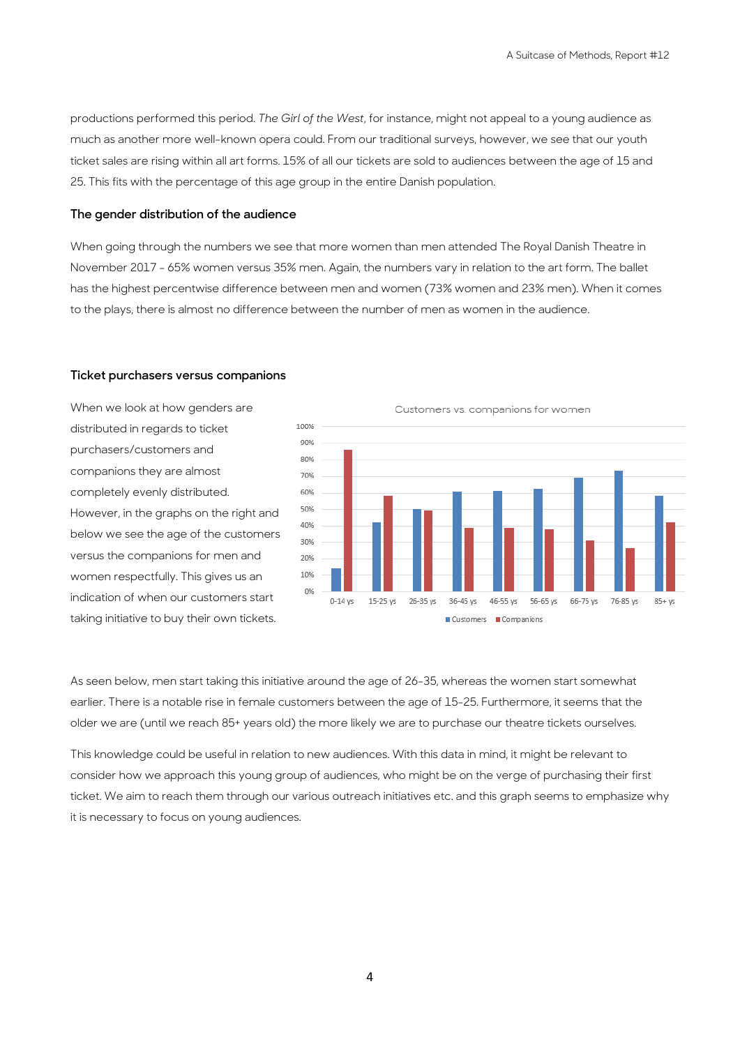productions performed this period. *The Girl of the West*, for instance, might not appeal to a young audience as much as another more well-known opera could. From our traditional surveys, however, we see that our youth ticket sales are rising within all art forms. 15% of all our tickets are sold to audiences between the age of 15 and 25. This fits with the percentage of this age group in the entire Danish population.

### The gender distribution of the audience

When going through the numbers we see that more women than men attended The Royal Danish Theatre in November 2017 - 65% women versus 35% men. Again, the numbers vary in relation to the art form. The ballet has the highest percentwise difference between men and women (73% women and 23% men). When it comes to the plays, there is almost no difference between the number of men as women in the audience.

### Ticket purchasers versus companions

When we look at how genders are distributed in regards to ticket purchasers/customers and companions they are almost completely evenly distributed. However, in the graphs on the right and below we see the age of the customers versus the companions for men and women respectfully. This gives us an indication of when our customers start taking initiative to buy their own tickets.

Customers vs. companions for women

As seen below, men start taking this initiative around the age of 26-35, whereas the women start somewhat earlier. There is a notable rise in female customers between the age of 15-25. Furthermore, it seems that the older we are (until we reach 85+ years old) the more likely we are to purchase our theatre tickets ourselves.

This knowledge could be useful in relation to new audiences. With this data in mind, it might be relevant to consider how we approach this young group of audiences, who might be on the verge of purchasing their first ticket. We aim to reach them through our various outreach initiatives etc. and this graph seems to emphasize why it is necessary to focus on young audiences.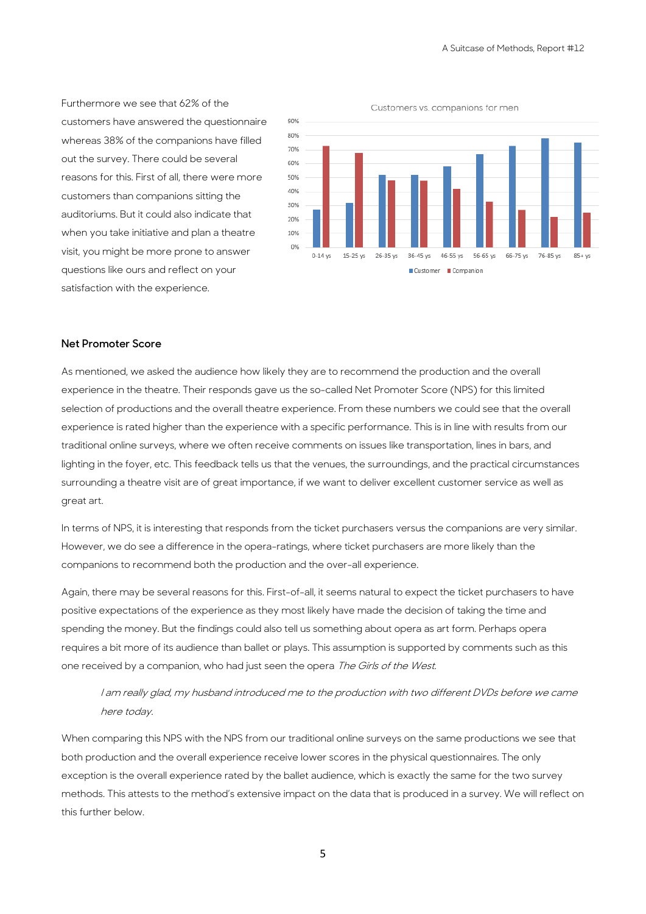Furthermore we see that 62% of the customers have answered the questionnaire whereas 38% of the companions have filled out the survey. There could be several reasons for this. First of all, there were more customers than companions sitting the auditoriums. But it could also indicate that when you take initiative and plan a theatre visit, you might be more prone to answer questions like ours and reflect on your satisfaction with the experience.

## Net Promoter Score

As mentioned, we asked the audience how likely they are to recommend the production and the overall experience in the theatre. Their responds gave us the so-called Net Promoter Score (NPS) for this limited selection of productions and the overall theatre experience. From these numbers we could see that the overall experience is rated higher than the experience with a specific performance. This is in line with results from our traditional online surveys, where we often receive comments on issues like transportation, lines in bars, and lighting in the foyer, etc. This feedback tells us that the venues, the surroundings, and the practical circumstances surrounding a theatre visit are of great importance, if we want to deliver excellent customer service as well as great art.

In terms of NPS, it is interesting that responds from the ticket purchasers versus the companions are very similar. However, we do see a difference in the opera-ratings, where ticket purchasers are more likely than the companions to recommend both the production and the over-all experience.

Again, there may be several reasons for this. First-of-all, it seems natural to expect the ticket purchasers to have positive expectations of the experience as they most likely have made the decision of taking the time and spending the money. But the findings could also tell us something about opera as art form. Perhaps opera requires a bit more of its audience than ballet or plays. This assumption is supported by comments such as this one received by a companion, who had just seen the opera *The Girls of the West*.

> *I am really glad, my husband introduced me to the production with two different DVDs before we came here today.*

When comparing this NPS with the NPS from our traditional online surveys on the same productions we see that both production and the overall experience receive lower scores in the physical questionnaires. The only exception is the overall experience rated by the ballet audience, which is exactly the same for the two survey methods. This attests to the method's extensive impact on the data that is produced in a survey. We will reflect on this further below.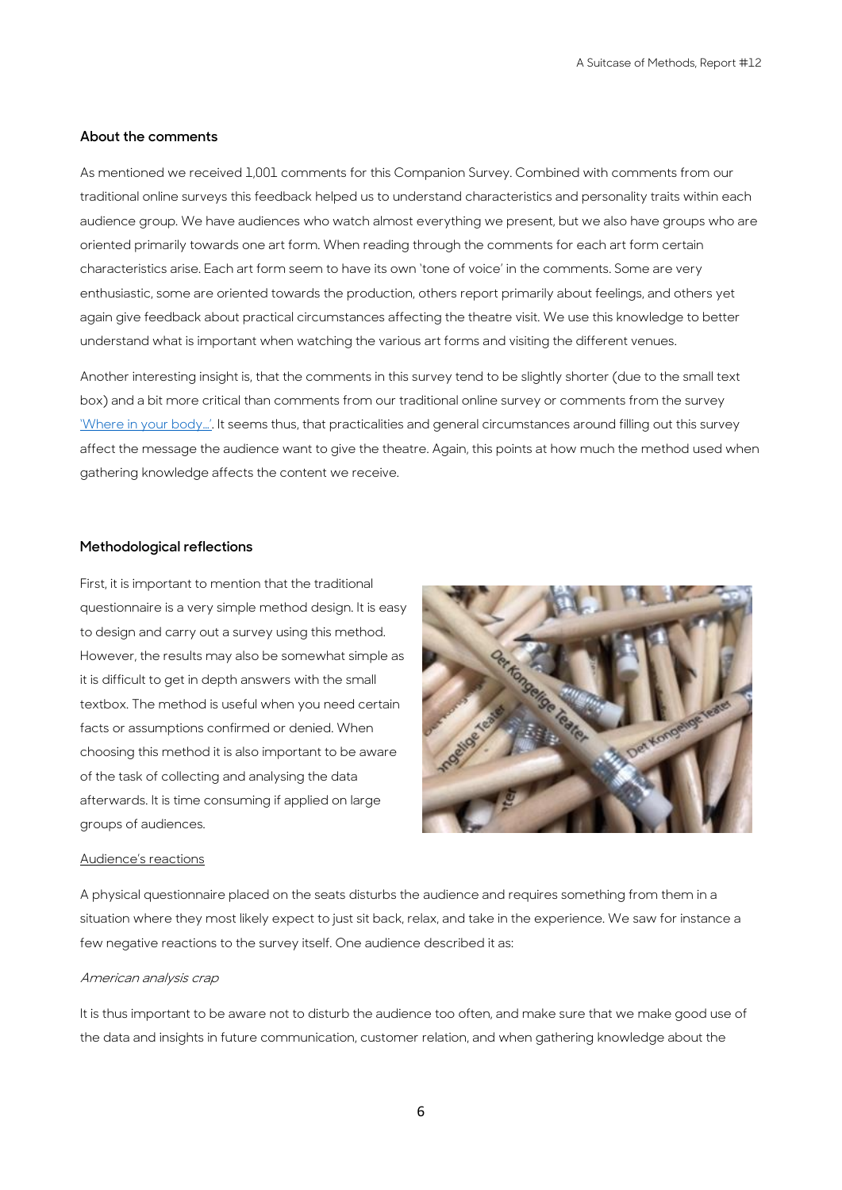### About the comments

As mentioned we received 1,001 comments for this Companion Survey. Combined with comments from our traditional online surveys this feedback helped us to understand characteristics and personality traits within each audience group. We have audiences who watch almost everything we present, but we also have groups who are oriented primarily towards one art form. When reading through the comments for each art form certain characteristics arise. Each art form seem to have its own 'tone of voice' in the comments. Some are very enthusiastic, some are oriented towards the production, others report primarily about feelings, and others yet again give feedback about practical circumstances affecting the theatre visit. We use this knowledge to better understand what is important when watching the various art forms and visiting the different venues.

Another interesting insight is, that the comments in this survey tend to be slightly shorter (due to the small text box) and a bit more critical than comments from our traditional online survey or comments from the survey 'Where in your body…'. It seems thus, that practicalities and general circumstances around filling out this survey affect the message the audience want to give the theatre. Again, this points at how much the method used when gathering knowledge affects the content we receive.

### Methodological reflections

First, it is important to mention that the traditional questionnaire is a very simple method design. It is easy to design and carry out a survey using this method. However, the results may also be somewhat simple as it is difficult to get in depth answers with the small textbox. The method is useful when you need certain facts or assumptions confirmed or denied. When choosing this method it is also important to be aware of the task of collecting and analysing the data afterwards. It is time consuming if applied on large groups of audiences.

Audience's reactions

A physical questionnaire placed on the seats disturbs the audience and requires something from them in a situation where they most likely expect to just sit back, relax, and take in the experience. We saw for instance a few negative reactions to the survey itself. One audience described it as:

*American analysis crap*

It is thus important to be aware not to disturb the audience too often, and make sure that we make good use of the data and insights in future communication, customer relation, and when gathering knowledge about the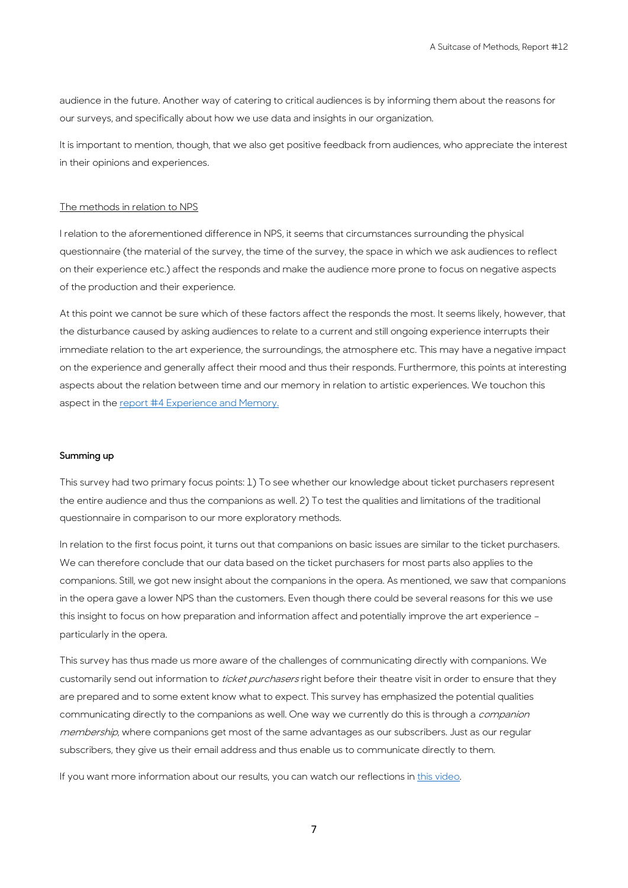audience in the future. Another way of catering to critical audiences is by informing them about the reasons for our surveys, and specifically about how we use data and insights in our organization.

It is important to mention, though, that we also get positive feedback from audiences, who appreciate the interest in their opinions and experiences.

<u>The methods in relation to NPS</u>

I relation to the aforementioned difference in NPS, it seems that circumstances surrounding the physical questionnaire (the material of the survey, the time of the survey, the space in which we ask audiences to reflect on their experience etc.) affect the responds and make the audience more prone to focus on negative aspects of the production and their experience.

At this point we cannot be sure which of these factors affect the responds the most. It seems likely, however, that the disturbance caused by asking audiences to relate to a current and still ongoing experience interrupts their immediate relation to the art experience, the surroundings, the atmosphere etc. This may have a negative impact on the experience and generally affect their mood and thus their responds. Furthermore, this points at interesting aspects about the relation between time and our memory in relation to artistic experiences. We touchon this aspect in the [report #4 Experience and Memory.]()

**Summing up**

This survey had two primary focus points: 1) To see whether our knowledge about ticket purchasers represent the entire audience and thus the companions as well. 2) To test the qualities and limitations of the traditional questionnaire in comparison to our more exploratory methods.

In relation to the first focus point, it turns out that companions on basic issues are similar to the ticket purchasers. We can therefore conclude that our data based on the ticket purchasers for most parts also applies to the companions. Still, we got new insight about the companions in the opera. As mentioned, we saw that companions in the opera gave a lower NPS than the customers. Even though there could be several reasons for this we use this insight to focus on how preparation and information affect and potentially improve the art experience – particularly in the opera.

This survey has thus made us more aware of the challenges of communicating directly with companions. We customarily send out information to *ticket purchasers* right before their theatre visit in order to ensure that they are prepared and to some extent know what to expect. This survey has emphasized the potential qualities communicating directly to the companions as well. One way we currently do this is through a *companion membership*, where companions get most of the same advantages as our subscribers. Just as our regular subscribers, they give us their email address and thus enable us to communicate directly to them.

If you want more information about our results, you can watch our reflections in [this video]().